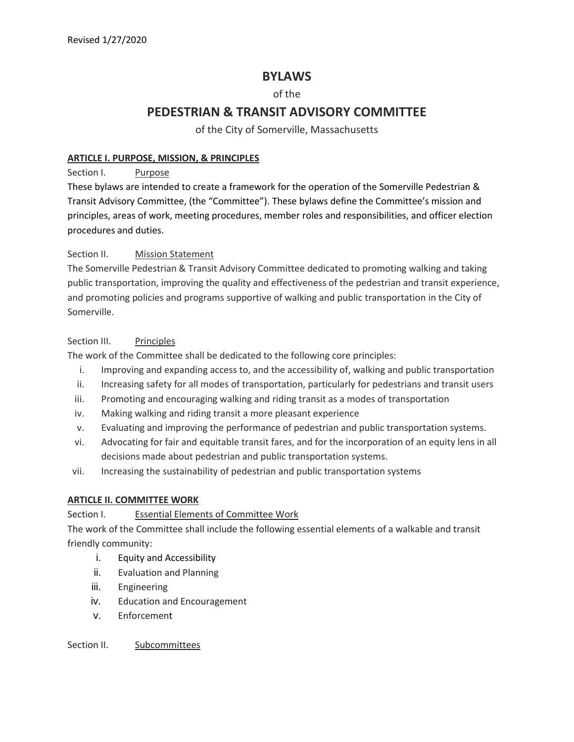Revised 1/27/2020

# BYLAWS

of the

# PEDESTRIAN & TRANSIT ADVISORY COMMITTEE

of the City of Somerville, Massachusetts

## ARTICLE I. PURPOSE, MISSION, & PRINCIPLES

### Section I. Purpose

These bylaws are intended to create a framework for the operation of the Somerville Pedestrian & Transit Advisory Committee, (the "Committee"). These bylaws define the Committee's mission and principles, areas of work, meeting procedures, member roles and responsibilities, and officer election procedures and duties.

### Section II. Mission Statement

The Somerville Pedestrian & Transit Advisory Committee dedicated to promoting walking and taking public transportation, improving the quality and effectiveness of the pedestrian and transit experience, and promoting policies and programs supportive of walking and public transportation in the City of Somerville.

### Section III. Principles

The work of the Committee shall be dedicated to the following core principles:

i. Improving and expanding access to, and the accessibility of, walking and public transportation
ii. Increasing safety for all modes of transportation, particularly for pedestrians and transit users
iii. Promoting and encouraging walking and riding transit as a modes of transportation
iv. Making walking and riding transit a more pleasant experience
v. Evaluating and improving the performance of pedestrian and public transportation systems.
vi. Advocating for fair and equitable transit fares, and for the incorporation of an equity lens in all decisions made about pedestrian and public transportation systems.
vii. Increasing the sustainability of pedestrian and public transportation systems

## ARTICLE II. COMMITTEE WORK

### Section I. Essential Elements of Committee Work

The work of the Committee shall include the following essential elements of a walkable and transit friendly community:

i. Equity and Accessibility
ii. Evaluation and Planning
iii. Engineering
iv. Education and Encouragement
v. Enforcement

### Section II. Subcommittees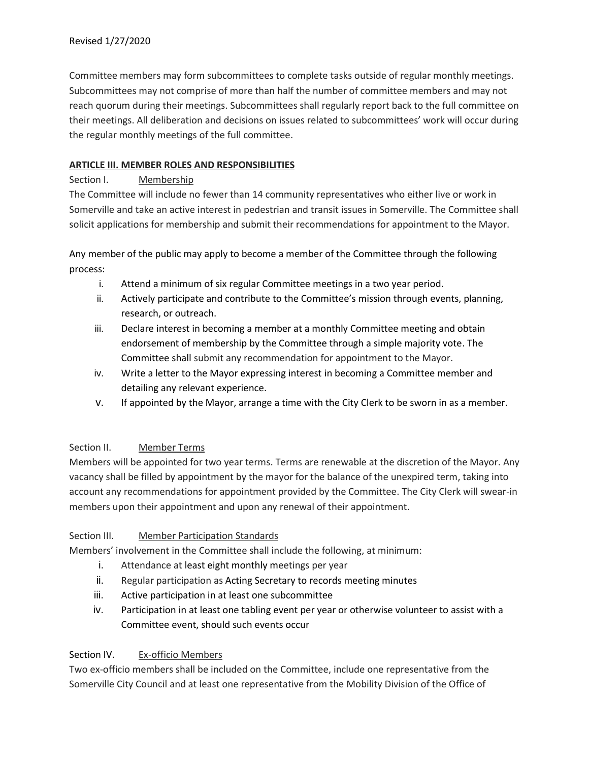Committee members may form subcommittees to complete tasks outside of regular monthly meetings. Subcommittees may not comprise of more than half the number of committee members and may not reach quorum during their meetings. Subcommittees shall regularly report back to the full committee on their meetings. All deliberation and decisions on issues related to subcommittees' work will occur during the regular monthly meetings of the full committee.

## ARTICLE III. MEMBER ROLES AND RESPONSIBILITIES

### Section I. Membership

The Committee will include no fewer than 14 community representatives who either live or work in Somerville and take an active interest in pedestrian and transit issues in Somerville. The Committee shall solicit applications for membership and submit their recommendations for appointment to the Mayor.

Any member of the public may apply to become a member of the Committee through the following process:

i. Attend a minimum of six regular Committee meetings in a two year period.
ii. Actively participate and contribute to the Committee's mission through events, planning, research, or outreach.
iii. Declare interest in becoming a member at a monthly Committee meeting and obtain endorsement of membership by the Committee through a simple majority vote. The Committee shall submit any recommendation for appointment to the Mayor.
iv. Write a letter to the Mayor expressing interest in becoming a Committee member and detailing any relevant experience.
v. If appointed by the Mayor, arrange a time with the City Clerk to be sworn in as a member.

### Section II. Member Terms

Members will be appointed for two year terms. Terms are renewable at the discretion of the Mayor. Any vacancy shall be filled by appointment by the mayor for the balance of the unexpired term, taking into account any recommendations for appointment provided by the Committee. The City Clerk will swear-in members upon their appointment and upon any renewal of their appointment.

### Section III. Member Participation Standards

Members' involvement in the Committee shall include the following, at minimum:

i. Attendance at least eight monthly meetings per year
ii. Regular participation as Acting Secretary to records meeting minutes
iii. Active participation in at least one subcommittee
iv. Participation in at least one tabling event per year or otherwise volunteer to assist with a Committee event, should such events occur

### Section IV. Ex-officio Members

Two ex-officio members shall be included on the Committee, include one representative from the Somerville City Council and at least one representative from the Mobility Division of the Office of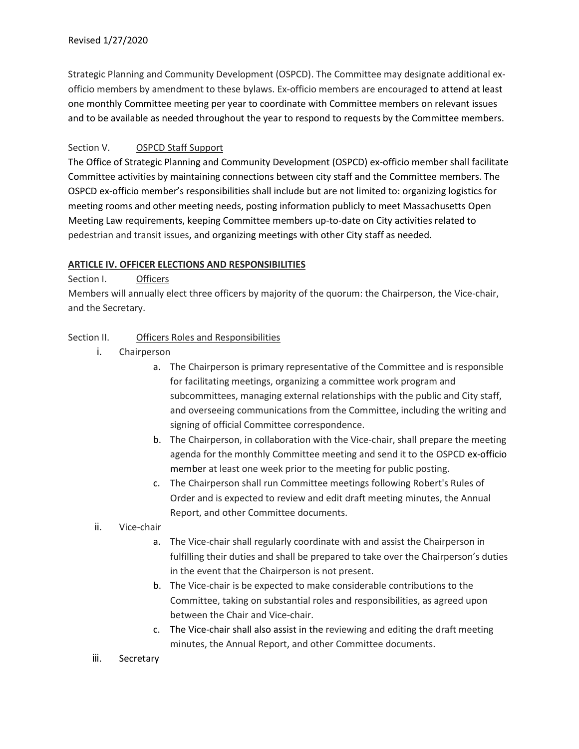Strategic Planning and Community Development (OSPCD). The Committee may designate additional ex-officio members by amendment to these bylaws. Ex-officio members are encouraged to attend at least one monthly Committee meeting per year to coordinate with Committee members on relevant issues and to be available as needed throughout the year to respond to requests by the Committee members.

Section V. OSPCD Staff Support

The Office of Strategic Planning and Community Development (OSPCD) ex-officio member shall facilitate Committee activities by maintaining connections between city staff and the Committee members. The OSPCD ex-officio member's responsibilities shall include but are not limited to: organizing logistics for meeting rooms and other meeting needs, posting information publicly to meet Massachusetts Open Meeting Law requirements, keeping Committee members up-to-date on City activities related to pedestrian and transit issues, and organizing meetings with other City staff as needed.

## ARTICLE IV. OFFICER ELECTIONS AND RESPONSIBILITIES

Section I. Officers

Members will annually elect three officers by majority of the quorum: the Chairperson, the Vice-chair, and the Secretary.

Section II. Officers Roles and Responsibilities

i. Chairperson
   - a. The Chairperson is primary representative of the Committee and is responsible for facilitating meetings, organizing a committee work program and subcommittees, managing external relationships with the public and City staff, and overseeing communications from the Committee, including the writing and signing of official Committee correspondence.
   - b. The Chairperson, in collaboration with the Vice-chair, shall prepare the meeting agenda for the monthly Committee meeting and send it to the OSPCD ex-officio member at least one week prior to the meeting for public posting.
   - c. The Chairperson shall run Committee meetings following Robert's Rules of Order and is expected to review and edit draft meeting minutes, the Annual Report, and other Committee documents.

ii. Vice-chair
   - a. The Vice-chair shall regularly coordinate with and assist the Chairperson in fulfilling their duties and shall be prepared to take over the Chairperson's duties in the event that the Chairperson is not present.
   - b. The Vice-chair is be expected to make considerable contributions to the Committee, taking on substantial roles and responsibilities, as agreed upon between the Chair and Vice-chair.
   - c. The Vice-chair shall also assist in the reviewing and editing the draft meeting minutes, the Annual Report, and other Committee documents.

iii. Secretary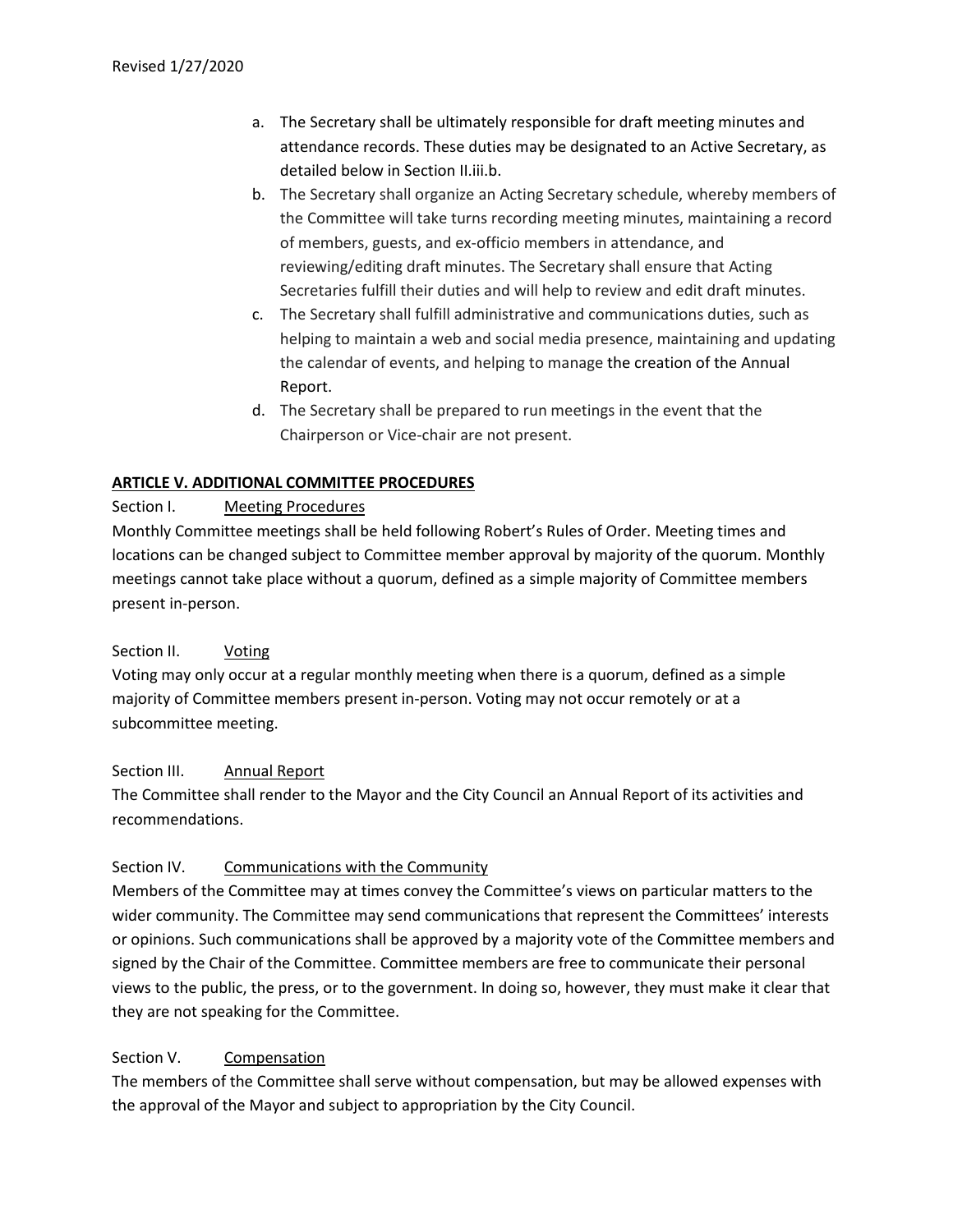a. The Secretary shall be ultimately responsible for draft meeting minutes and attendance records. These duties may be designated to an Active Secretary, as detailed below in Section II.iii.b.
b. The Secretary shall organize an Acting Secretary schedule, whereby members of the Committee will take turns recording meeting minutes, maintaining a record of members, guests, and ex-officio members in attendance, and reviewing/editing draft minutes. The Secretary shall ensure that Acting Secretaries fulfill their duties and will help to review and edit draft minutes.
c. The Secretary shall fulfill administrative and communications duties, such as helping to maintain a web and social media presence, maintaining and updating the calendar of events, and helping to manage the creation of the Annual Report.
d. The Secretary shall be prepared to run meetings in the event that the Chairperson or Vice-chair are not present.

## ARTICLE V. ADDITIONAL COMMITTEE PROCEDURES

Section I. Meeting Procedures

Monthly Committee meetings shall be held following Robert's Rules of Order. Meeting times and locations can be changed subject to Committee member approval by majority of the quorum. Monthly meetings cannot take place without a quorum, defined as a simple majority of Committee members present in-person.

Section II. Voting

Voting may only occur at a regular monthly meeting when there is a quorum, defined as a simple majority of Committee members present in-person. Voting may not occur remotely or at a subcommittee meeting.

Section III. Annual Report

The Committee shall render to the Mayor and the City Council an Annual Report of its activities and recommendations.

Section IV. Communications with the Community

Members of the Committee may at times convey the Committee's views on particular matters to the wider community. The Committee may send communications that represent the Committees' interests or opinions. Such communications shall be approved by a majority vote of the Committee members and signed by the Chair of the Committee. Committee members are free to communicate their personal views to the public, the press, or to the government. In doing so, however, they must make it clear that they are not speaking for the Committee.

Section V. Compensation

The members of the Committee shall serve without compensation, but may be allowed expenses with the approval of the Mayor and subject to appropriation by the City Council.